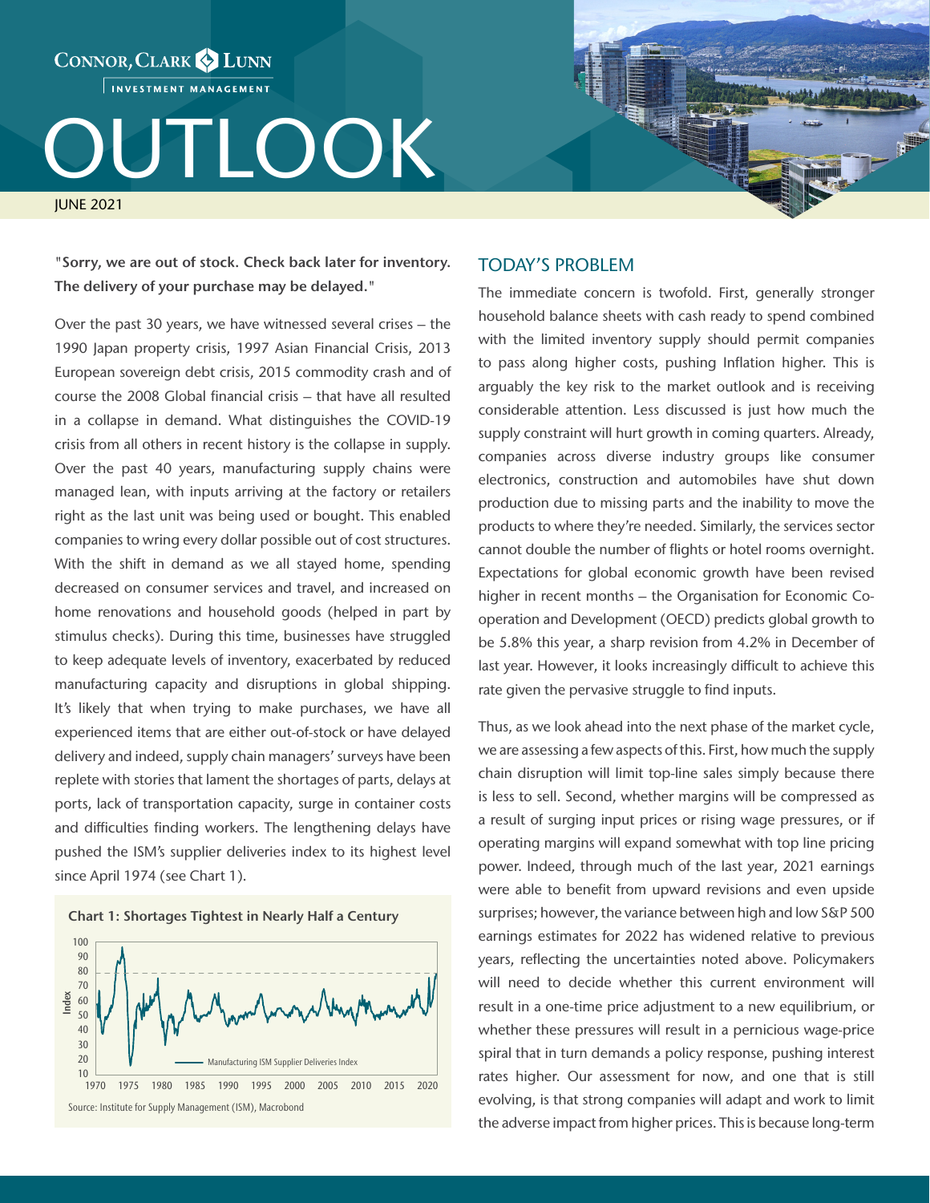CONNOR, CLARK & LUNN

INVESTMENT MANAGEMENT

# OUTLOOK

JUNE 2021

**"Sorry, we are out of stock. Check back later for inventory. The delivery of your purchase may be delayed."**

Over the past 30 years, we have witnessed several crises – the 1990 Japan property crisis, 1997 Asian Financial Crisis, 2013 European sovereign debt crisis, 2015 commodity crash and of course the 2008 Global financial crisis – that have all resulted in a collapse in demand. What distinguishes the COVID-19 crisis from all others in recent history is the collapse in supply. Over the past 40 years, manufacturing supply chains were managed lean, with inputs arriving at the factory or retailers right as the last unit was being used or bought. This enabled companies to wring every dollar possible out of cost structures. With the shift in demand as we all stayed home, spending decreased on consumer services and travel, and increased on home renovations and household goods (helped in part by stimulus checks). During this time, businesses have struggled to keep adequate levels of inventory, exacerbated by reduced manufacturing capacity and disruptions in global shipping. It's likely that when trying to make purchases, we have all experienced items that are either out-of-stock or have delayed delivery and indeed, supply chain managers' surveys have been replete with stories that lament the shortages of parts, delays at ports, lack of transportation capacity, surge in container costs and difficulties finding workers. The lengthening delays have pushed the ISM's supplier deliveries index to its highest level since April 1974 (see Chart 1).

**Chart 1: Shortages Tightest in Nearly Half a Century**

Source: Institute for Supply Management (ISM), Macrobond

## TODAY'S PROBLEM

The immediate concern is twofold. First, generally stronger household balance sheets with cash ready to spend combined with the limited inventory supply should permit companies to pass along higher costs, pushing Inflation higher. This is arguably the key risk to the market outlook and is receiving considerable attention. Less discussed is just how much the supply constraint will hurt growth in coming quarters. Already, companies across diverse industry groups like consumer electronics, construction and automobiles have shut down production due to missing parts and the inability to move the products to where they're needed. Similarly, the services sector cannot double the number of flights or hotel rooms overnight. Expectations for global economic growth have been revised higher in recent months – the Organisation for Economic Co-operation and Development (OECD) predicts global growth to be 5.8% this year, a sharp revision from 4.2% in December of last year. However, it looks increasingly difficult to achieve this rate given the pervasive struggle to find inputs.

Thus, as we look ahead into the next phase of the market cycle, we are assessing a few aspects of this. First, how much the supply chain disruption will limit top-line sales simply because there is less to sell. Second, whether margins will be compressed as a result of surging input prices or rising wage pressures, or if operating margins will expand somewhat with top line pricing power. Indeed, through much of the last year, 2021 earnings were able to benefit from upward revisions and even upside surprises; however, the variance between high and low S&P 500 earnings estimates for 2022 has widened relative to previous years, reflecting the uncertainties noted above. Policymakers will need to decide whether this current environment will result in a one-time price adjustment to a new equilibrium, or whether these pressures will result in a pernicious wage-price spiral that in turn demands a policy response, pushing interest rates higher. Our assessment for now, and one that is still evolving, is that strong companies will adapt and work to limit the adverse impact from higher prices. This is because long-term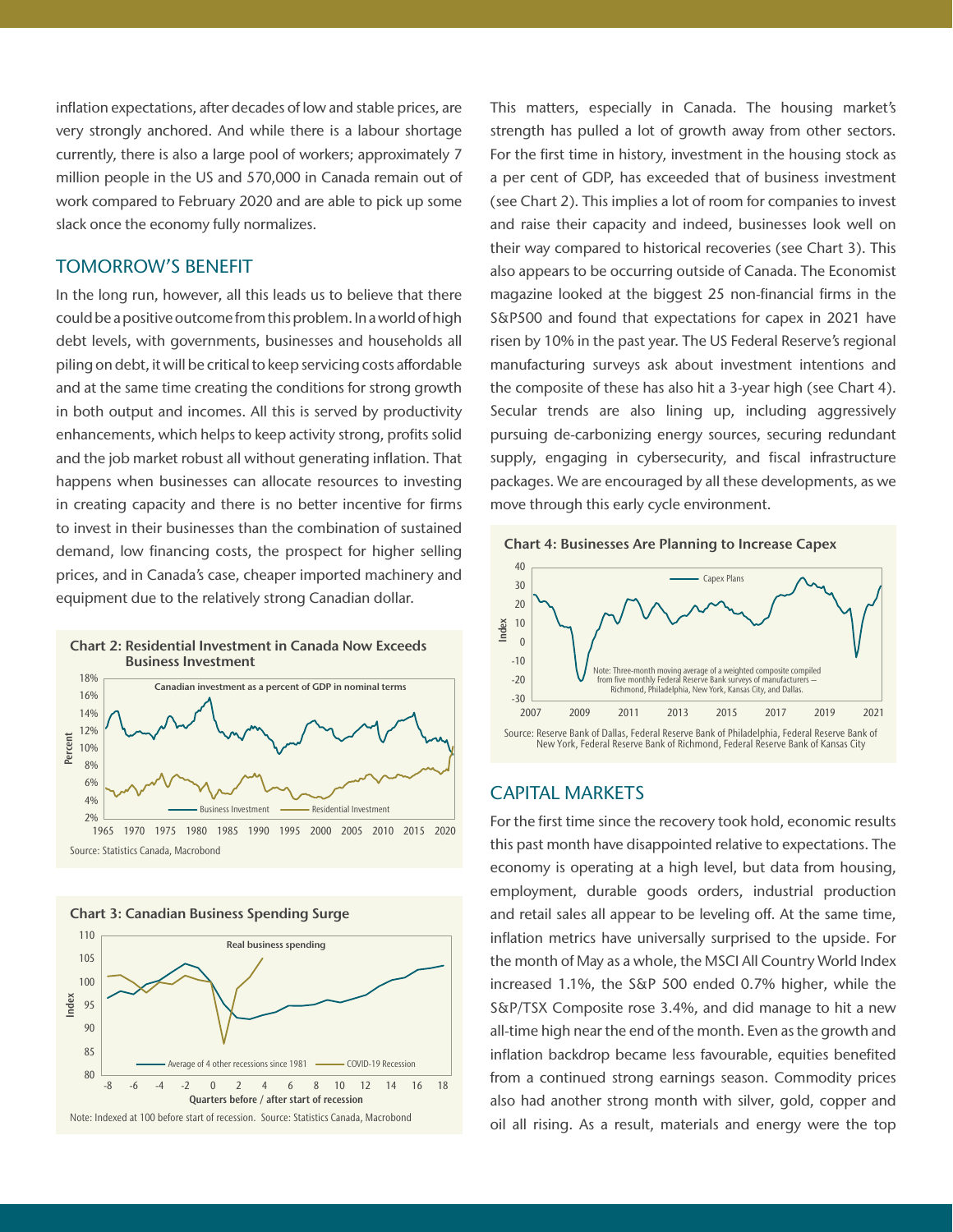inflation expectations, after decades of low and stable prices, are very strongly anchored. And while there is a labour shortage currently, there is also a large pool of workers; approximately 7 million people in the US and 570,000 in Canada remain out of work compared to February 2020 and are able to pick up some slack once the economy fully normalizes.

## TOMORROW'S BENEFIT

In the long run, however, all this leads us to believe that there could be a positive outcome from this problem. In a world of high debt levels, with governments, businesses and households all piling on debt, it will be critical to keep servicing costs affordable and at the same time creating the conditions for strong growth in both output and incomes. All this is served by productivity enhancements, which helps to keep activity strong, profits solid and the job market robust all without generating inflation. That happens when businesses can allocate resources to investing in creating capacity and there is no better incentive for firms to invest in their businesses than the combination of sustained demand, low financing costs, the prospect for higher selling prices, and in Canada's case, cheaper imported machinery and equipment due to the relatively strong Canadian dollar.

**Chart 2: Residential Investment in Canada Now Exceeds Business Investment**

Source: Statistics Canada, Macrobond

**Chart 3: Canadian Business Spending Surge**

Note: Indexed at 100 before start of recession. Source: Statistics Canada, Macrobond

This matters, especially in Canada. The housing market's strength has pulled a lot of growth away from other sectors. For the first time in history, investment in the housing stock as a per cent of GDP, has exceeded that of business investment (see Chart 2). This implies a lot of room for companies to invest and raise their capacity and indeed, businesses look well on their way compared to historical recoveries (see Chart 3). This also appears to be occurring outside of Canada. The Economist magazine looked at the biggest 25 non-financial firms in the S&P500 and found that expectations for capex in 2021 have risen by 10% in the past year. The US Federal Reserve's regional manufacturing surveys ask about investment intentions and the composite of these has also hit a 3-year high (see Chart 4). Secular trends are also lining up, including aggressively pursuing de-carbonizing energy sources, securing redundant supply, engaging in cybersecurity, and fiscal infrastructure packages. We are encouraged by all these developments, as we move through this early cycle environment.

**Chart 4: Businesses Are Planning to Increase Capex**

Note: Three-month moving average of a weighted composite compiled from five monthly Federal Reserve Bank surveys of manufacturers — Richmond, Philadelphia, New York, Kansas City, and Dallas.

Source: Reserve Bank of Dallas, Federal Reserve Bank of Philadelphia, Federal Reserve Bank of New York, Federal Reserve Bank of Richmond, Federal Reserve Bank of Kansas City

## CAPITAL MARKETS

For the first time since the recovery took hold, economic results this past month have disappointed relative to expectations. The economy is operating at a high level, but data from housing, employment, durable goods orders, industrial production and retail sales all appear to be leveling off. At the same time, inflation metrics have universally surprised to the upside. For the month of May as a whole, the MSCI All Country World Index increased 1.1%, the S&P 500 ended 0.7% higher, while the S&P/TSX Composite rose 3.4%, and did manage to hit a new all-time high near the end of the month. Even as the growth and inflation backdrop became less favourable, equities benefited from a continued strong earnings season. Commodity prices also had another strong month with silver, gold, copper and oil all rising. As a result, materials and energy were the top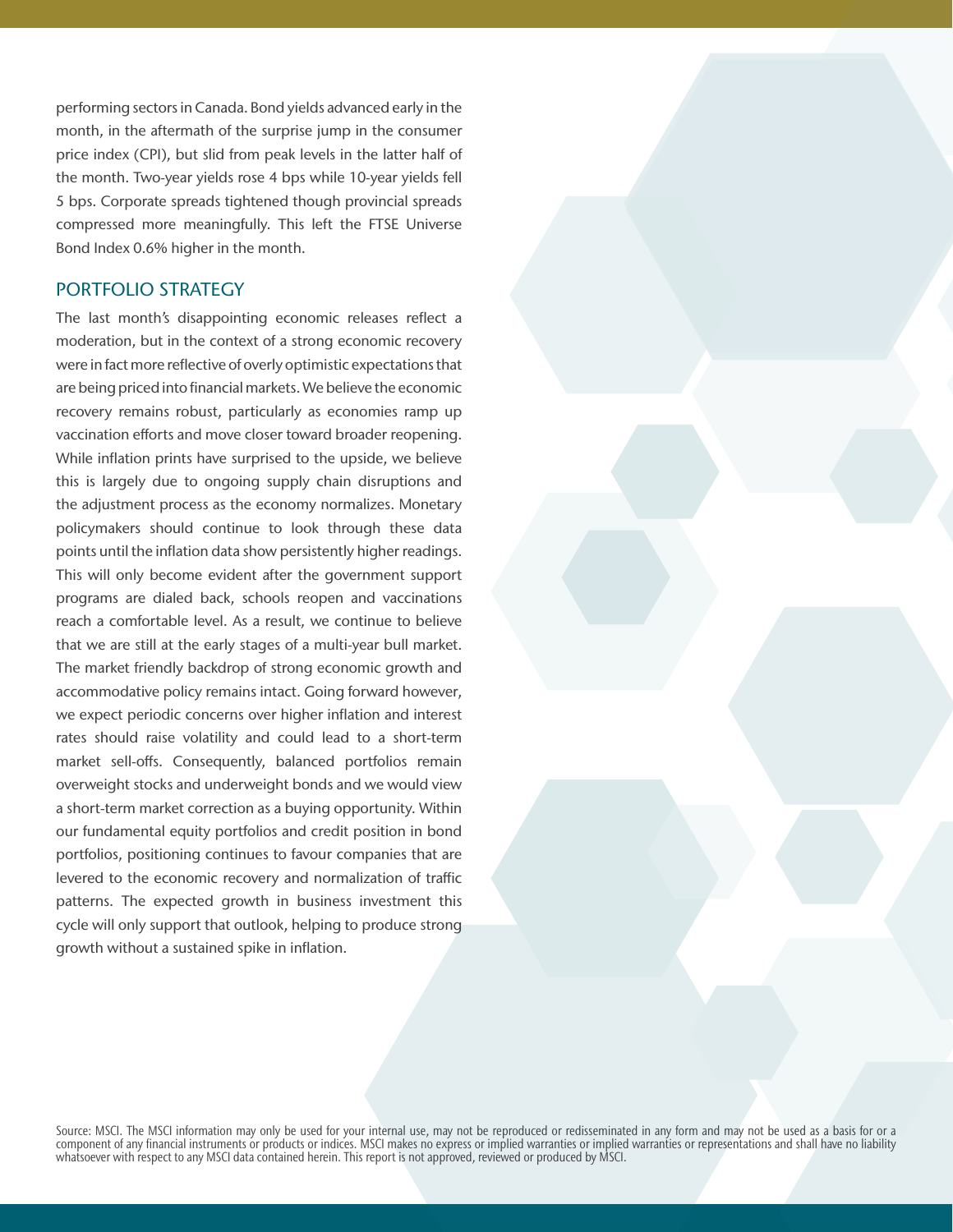performing sectors in Canada. Bond yields advanced early in the month, in the aftermath of the surprise jump in the consumer price index (CPI), but slid from peak levels in the latter half of the month. Two-year yields rose 4 bps while 10-year yields fell 5 bps. Corporate spreads tightened though provincial spreads compressed more meaningfully. This left the FTSE Universe Bond Index 0.6% higher in the month.

## PORTFOLIO STRATEGY

The last month's disappointing economic releases reflect a moderation, but in the context of a strong economic recovery were in fact more reflective of overly optimistic expectations that are being priced into financial markets. We believe the economic recovery remains robust, particularly as economies ramp up vaccination efforts and move closer toward broader reopening. While inflation prints have surprised to the upside, we believe this is largely due to ongoing supply chain disruptions and the adjustment process as the economy normalizes. Monetary policymakers should continue to look through these data points until the inflation data show persistently higher readings. This will only become evident after the government support programs are dialed back, schools reopen and vaccinations reach a comfortable level. As a result, we continue to believe that we are still at the early stages of a multi-year bull market. The market friendly backdrop of strong economic growth and accommodative policy remains intact. Going forward however, we expect periodic concerns over higher inflation and interest rates should raise volatility and could lead to a short-term market sell-offs. Consequently, balanced portfolios remain overweight stocks and underweight bonds and we would view a short-term market correction as a buying opportunity. Within our fundamental equity portfolios and credit position in bond portfolios, positioning continues to favour companies that are levered to the economic recovery and normalization of traffic patterns. The expected growth in business investment this cycle will only support that outlook, helping to produce strong growth without a sustained spike in inflation.

Source: MSCI. The MSCI information may only be used for your internal use, may not be reproduced or redisseminated in any form and may not be used as a basis for or a component of any financial instruments or products or indices. MSCI makes no express or implied warranties or implied warranties or representations and shall have no liability whatsoever with respect to any MSCI data contained herein. This report is not approved, reviewed or produced by MSCI.